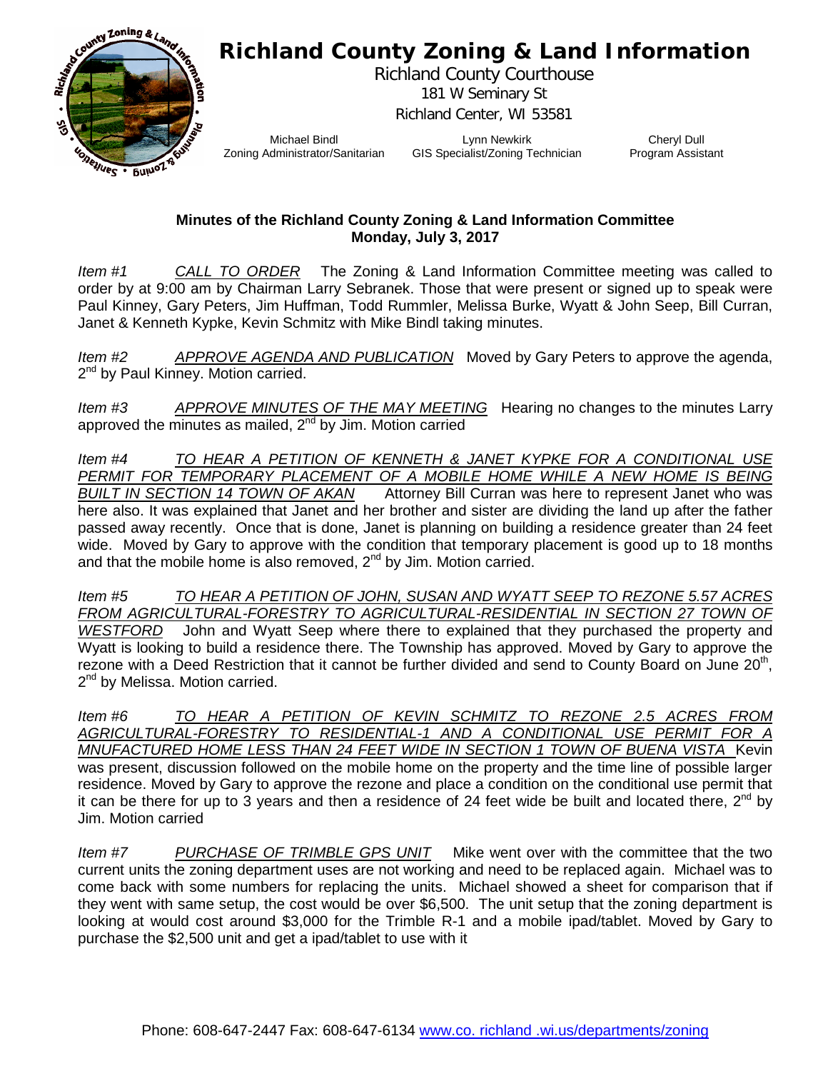# Richland County Zoning & Land Information

Richland County Courthouse
181 W Seminary St
Richland Center, WI 53581

Michael Bindl
Zoning Administrator/Sanitarian

Lynn Newkirk
GIS Specialist/Zoning Technician

Cheryl Dull
Program Assistant

**Minutes of the Richland County Zoning & Land Information Committee**
**Monday, July 3, 2017**

*Item #1* *CALL TO ORDER* The Zoning & Land Information Committee meeting was called to order by at 9:00 am by Chairman Larry Sebranek. Those that were present or signed up to speak were Paul Kinney, Gary Peters, Jim Huffman, Todd Rummler, Melissa Burke, Wyatt & John Seep, Bill Curran, Janet & Kenneth Kypke, Kevin Schmitz with Mike Bindl taking minutes.

*Item #2* *APPROVE AGENDA AND PUBLICATION* Moved by Gary Peters to approve the agenda, 2nd by Paul Kinney. Motion carried.

*Item #3* *APPROVE MINUTES OF THE MAY MEETING* Hearing no changes to the minutes Larry approved the minutes as mailed, 2nd by Jim. Motion carried

*Item #4* *TO HEAR A PETITION OF KENNETH & JANET KYPKE FOR A CONDITIONAL USE PERMIT FOR TEMPORARY PLACEMENT OF A MOBILE HOME WHILE A NEW HOME IS BEING BUILT IN SECTION 14 TOWN OF AKAN* Attorney Bill Curran was here to represent Janet who was here also. It was explained that Janet and her brother and sister are dividing the land up after the father passed away recently. Once that is done, Janet is planning on building a residence greater than 24 feet wide. Moved by Gary to approve with the condition that temporary placement is good up to 18 months and that the mobile home is also removed, 2nd by Jim. Motion carried.

*Item #5* *TO HEAR A PETITION OF JOHN, SUSAN AND WYATT SEEP TO REZONE 5.57 ACRES FROM AGRICULTURAL-FORESTRY TO AGRICULTURAL-RESIDENTIAL IN SECTION 27 TOWN OF WESTFORD* John and Wyatt Seep where there to explained that they purchased the property and Wyatt is looking to build a residence there. The Township has approved. Moved by Gary to approve the rezone with a Deed Restriction that it cannot be further divided and send to County Board on June 20th, 2nd by Melissa. Motion carried.

*Item #6* *TO HEAR A PETITION OF KEVIN SCHMITZ TO REZONE 2.5 ACRES FROM AGRICULTURAL-FORESTRY TO RESIDENTIAL-1 AND A CONDITIONAL USE PERMIT FOR A MNUFACTURED HOME LESS THAN 24 FEET WIDE IN SECTION 1 TOWN OF BUENA VISTA* Kevin was present, discussion followed on the mobile home on the property and the time line of possible larger residence. Moved by Gary to approve the rezone and place a condition on the conditional use permit that it can be there for up to 3 years and then a residence of 24 feet wide be built and located there, 2nd by Jim. Motion carried

*Item #7* *PURCHASE OF TRIMBLE GPS UNIT* Mike went over with the committee that the two current units the zoning department uses are not working and need to be replaced again. Michael was to come back with some numbers for replacing the units. Michael showed a sheet for comparison that if they went with same setup, the cost would be over $6,500. The unit setup that the zoning department is looking at would cost around $3,000 for the Trimble R-1 and a mobile ipad/tablet. Moved by Gary to purchase the $2,500 unit and get a ipad/tablet to use with it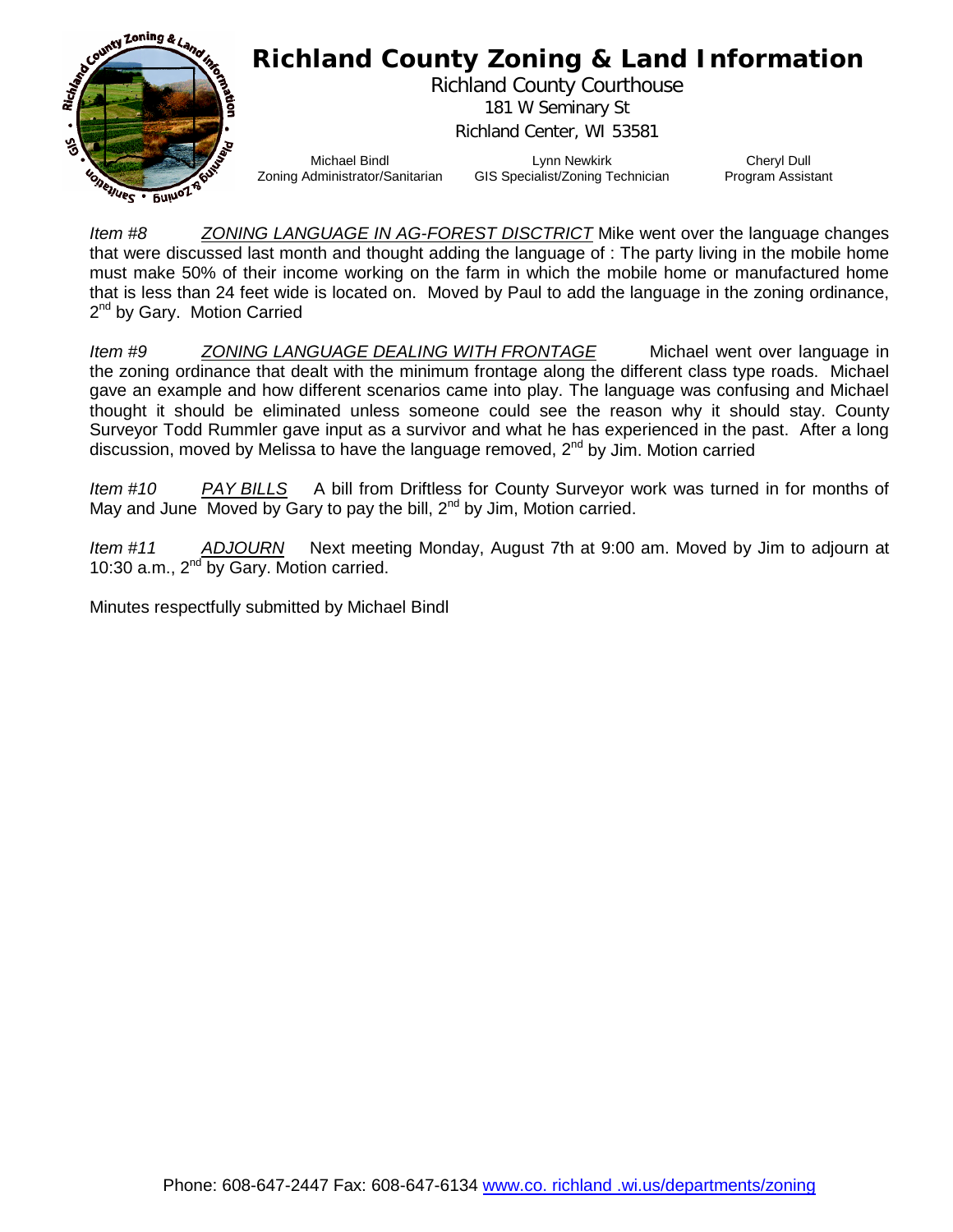# Richland County Zoning & Land Information

Richland County Courthouse
181 W Seminary St
Richland Center, WI 53581

Michael Bindl
Zoning Administrator/Sanitarian

Lynn Newkirk
GIS Specialist/Zoning Technician

Cheryl Dull
Program Assistant

*Item #8* *<u>ZONING LANGUAGE IN AG-FOREST DISCSTRICT</u>* Mike went over the language changes that were discussed last month and thought adding the language of : The party living in the mobile home must make 50% of their income working on the farm in which the mobile home or manufactured home that is less than 24 feet wide is located on. Moved by Paul to add the language in the zoning ordinance, 2nd by Gary. Motion Carried

*Item #9* *<u>ZONING LANGUAGE DEALING WITH FRONTAGE</u>* Michael went over language in the zoning ordinance that dealt with the minimum frontage along the different class type roads. Michael gave an example and how different scenarios came into play. The language was confusing and Michael thought it should be eliminated unless someone could see the reason why it should stay. County Surveyor Todd Rummler gave input as a survivor and what he has experienced in the past. After a long discussion, moved by Melissa to have the language removed, 2nd by Jim. Motion carried

*Item #10* *<u>PAY BILLS</u>* A bill from Driftless for County Surveyor work was turned in for months of May and June Moved by Gary to pay the bill, 2nd by Jim, Motion carried.

*Item #11* *<u>ADJOURN</u>* Next meeting Monday, August 7th at 9:00 am. Moved by Jim to adjourn at 10:30 a.m., 2nd by Gary. Motion carried.

Minutes respectfully submitted by Michael Bindl

Phone: 608-647-2447 Fax: 608-647-6134 www.co. richland .wi.us/departments/zoning